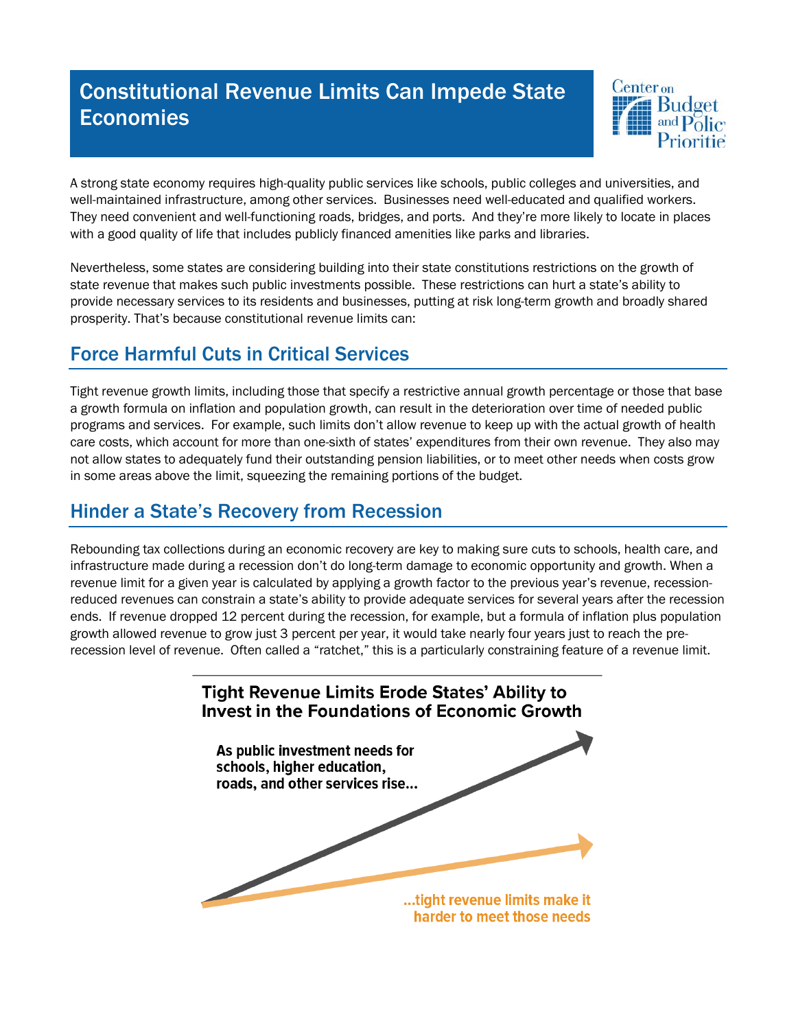# Constitutional Revenue Limits Can Impede State Economies

A strong state economy requires high-quality public services like schools, public colleges and universities, and well-maintained infrastructure, among other services. Businesses need well-educated and qualified workers. They need convenient and well-functioning roads, bridges, and ports. And they're more likely to locate in places with a good quality of life that includes publicly financed amenities like parks and libraries.

Nevertheless, some states are considering building into their state constitutions restrictions on the growth of state revenue that makes such public investments possible. These restrictions can hurt a state's ability to provide necessary services to its residents and businesses, putting at risk long-term growth and broadly shared prosperity. That's because constitutional revenue limits can:

## Force Harmful Cuts in Critical Services

Tight revenue growth limits, including those that specify a restrictive annual growth percentage or those that base a growth formula on inflation and population growth, can result in the deterioration over time of needed public programs and services. For example, such limits don't allow revenue to keep up with the actual growth of health care costs, which account for more than one-sixth of states' expenditures from their own revenue. They also may not allow states to adequately fund their outstanding pension liabilities, or to meet other needs when costs grow in some areas above the limit, squeezing the remaining portions of the budget.

## Hinder a State's Recovery from Recession

Rebounding tax collections during an economic recovery are key to making sure cuts to schools, health care, and infrastructure made during a recession don't do long-term damage to economic opportunity and growth. When a revenue limit for a given year is calculated by applying a growth factor to the previous year's revenue, recession-reduced revenues can constrain a state's ability to provide adequate services for several years after the recession ends. If revenue dropped 12 percent during the recession, for example, but a formula of inflation plus population growth allowed revenue to grow just 3 percent per year, it would take nearly four years just to reach the pre-recession level of revenue. Often called a "ratchet," this is a particularly constraining feature of a revenue limit.

**Tight Revenue Limits Erode States' Ability to Invest in the Foundations of Economic Growth**

**As public investment needs for schools, higher education, roads, and other services rise...**

**...tight revenue limits make it harder to meet those needs**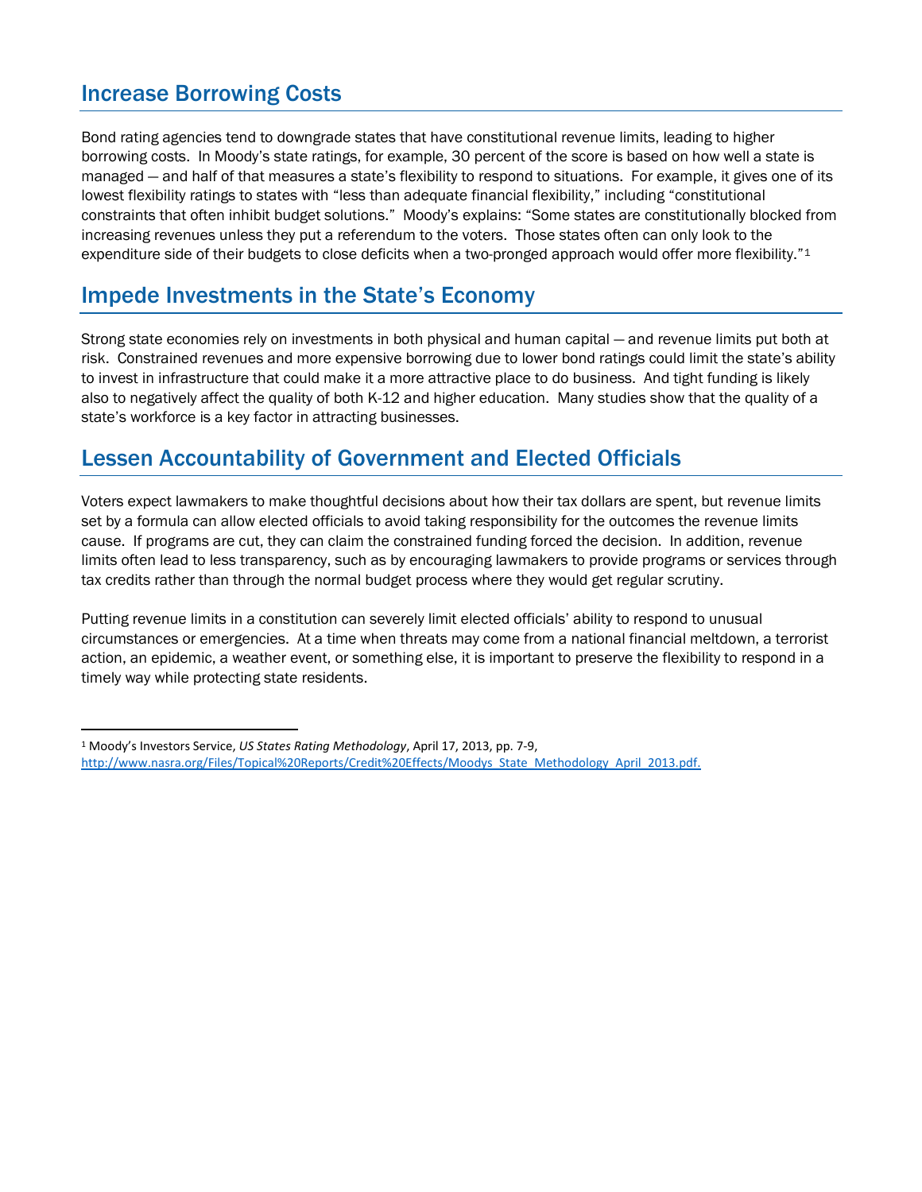## Increase Borrowing Costs

Bond rating agencies tend to downgrade states that have constitutional revenue limits, leading to higher borrowing costs. In Moody's state ratings, for example, 30 percent of the score is based on how well a state is managed — and half of that measures a state's flexibility to respond to situations. For example, it gives one of its lowest flexibility ratings to states with "less than adequate financial flexibility," including "constitutional constraints that often inhibit budget solutions." Moody's explains: "Some states are constitutionally blocked from increasing revenues unless they put a referendum to the voters. Those states often can only look to the expenditure side of their budgets to close deficits when a two-pronged approach would offer more flexibility."[1]

## Impede Investments in the State's Economy

Strong state economies rely on investments in both physical and human capital — and revenue limits put both at risk. Constrained revenues and more expensive borrowing due to lower bond ratings could limit the state's ability to invest in infrastructure that could make it a more attractive place to do business. And tight funding is likely also to negatively affect the quality of both K-12 and higher education. Many studies show that the quality of a state's workforce is a key factor in attracting businesses.

## Lessen Accountability of Government and Elected Officials

Voters expect lawmakers to make thoughtful decisions about how their tax dollars are spent, but revenue limits set by a formula can allow elected officials to avoid taking responsibility for the outcomes the revenue limits cause. If programs are cut, they can claim the constrained funding forced the decision. In addition, revenue limits often lead to less transparency, such as by encouraging lawmakers to provide programs or services through tax credits rather than through the normal budget process where they would get regular scrutiny.

Putting revenue limits in a constitution can severely limit elected officials' ability to respond to unusual circumstances or emergencies. At a time when threats may come from a national financial meltdown, a terrorist action, an epidemic, a weather event, or something else, it is important to preserve the flexibility to respond in a timely way while protecting state residents.

---

[1] Moody's Investors Service, *US States Rating Methodology*, April 17, 2013, pp. 7-9, http://www.nasra.org/Files/Topical%20Reports/Credit%20Effects/Moodys_State_Methodology_April_2013.pdf.